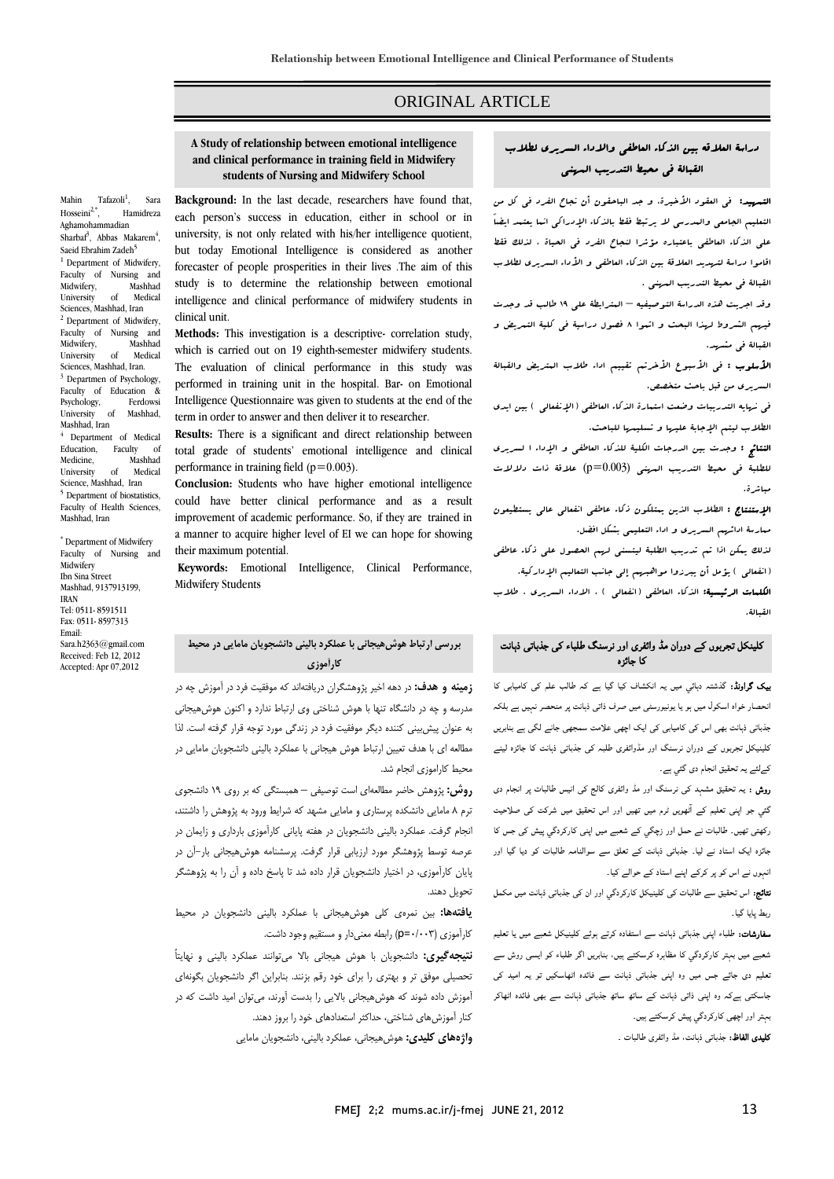ORIGINAL ARTICLE

# A Study of relationship between emotional intelligence and clinical performance in training field in Midwifery students of Nursing and Midwifery School

Mahin Tafazoli[1], Sara Hosseini[2,*], Hamidreza Aghamohammadian Sharbaf[3], Abbas Makarem[4], Saeid Ebrahim Zadeh[5]

[1] Department of Midwifery, Faculty of Nursing and Midwifery, Mashhad University of Medical Sciences, Mashhad, Iran
[2] Department of Midwifery, Faculty of Nursing and Midwifery, Mashhad University of Medical Sciences, Mashhad, Iran.
[3] Departmen of Psychology, Faculty of Education & Psychology, Ferdowsi University of Mashhad, Mashhad, Iran
[4] Department of Medical Education, Faculty of Medicine, Mashhad University of Medical Science, Mashhad, Iran
[5] Department of biostatistics, Faculty of Health Sciences, Mashhad, Iran

* Department of Midwifery Faculty of Nursing and Midwifery
Ibn Sina Street
Mashhad, 9137913199, IRAN
Tel: 0511- 8591511
Fax: 0511- 8597313
Email: Sara.h2363@gmail.com
Received: Feb 12, 2012
Accepted: Apr 07,2012

**Background:** In the last decade, researchers have found that, each person's success in education, either in school or in university, is not only related with his/her intelligence quotient, but today Emotional Intelligence is considered as another forecaster of people prosperities in their lives .The aim of this study is to determine the relationship between emotional intelligence and clinical performance of midwifery students in clinical unit.

**Methods:** This investigation is a descriptive- correlation study, which is carried out on 19 eighth-semester midwifery students. The evaluation of clinical performance in this study was performed in training unit in the hospital. Bar- on Emotional Intelligence Questionnaire was given to students at the end of the term in order to answer and then deliver it to researcher.

**Results:** There is a significant and direct relationship between total grade of students' emotional intelligence and clinical performance in training field (p=0.003).

**Conclusion:** Students who have higher emotional intelligence could have better clinical performance and as a result improvement of academic performance. So, if they are trained in a manner to acquire higher level of EI we can hope for showing their maximum potential.

**Keywords:** Emotional Intelligence, Clinical Performance, Midwifery Students

## بررسی ارتباط هوش‌هیجانی با عملکرد بالینی دانشجویان مامایی در محیط کارآموزی

**زمینه و هدف:** در دهه اخیر پژوهشگران دریافته‌اند که موفقیت فرد در آموزش چه در مدرسه و چه در دانشگاه تنها با هوش شناختی وی ارتباط ندارد و اکنون هوش‌هیجانی به عنوان پیش‌بینی کننده دیگر موفقیت فرد در زندگی مورد توجه قرار گرفته است. لذا مطالعه ای با هدف تعیین ارتباط هوش هیجانی با عملکرد بالینی دانشجویان مامایی در محیط کارآموزی انجام شد.

**روش:** پژوهش حاضر مطالعه‌ای است توصیفی – همبستگی که بر روی ۱۹ دانشجوی ترم ۸ مامایی دانشکده پرستاری و مامایی مشهد که شرایط ورود به پژوهش را داشتند، انجام گرفت. عملکرد بالینی دانشجویان در هفته پایانی کارآموزی بارداری و زایمان در عرصه توسط پژوهشگر مورد ارزیابی قرار گرفت. پرسشنامه هوش‌هیجانی بار-آن در پایان کارآموزی، در اختیار دانشجویان قرار داده شد تا پاسخ داده و آن را به پژوهشگر تحویل دهند.

**یافته‌ها:** بین نمره‌ی کلی هوش‌هیجانی با عملکرد بالینی دانشجویان در محیط کارآموزی (p=۰/۰۰۳) رابطه معنی‌دار و مستقیم وجود داشت.

**نتیجه‌گیری:** دانشجویان با هوش هیجانی بالا می‌توانند عملکرد بالینی و نهایتاً تحصیلی موفق تر و بهتری را برای خود رقم بزنند. بنابراین اگر دانشجویان بگونه‌ای آموزش داده شوند که هوش‌هیجانی بالایی را بدست آورند، می‌توان امید داشت که در کنار آموزش‌های شناختی، حداکثر استعدادهای خود را بروز دهند.

**واژه‌های کلیدی:** هوش‌هیجانی، عملکرد بالینی، دانشجویان مامایی

## دراسة العلاقة بين الذكاء العاطفي والاداء السريري لطلاب القبالة في محيط التدريب المهني

**التمهيد:** في العقود الأخيرة، وجد الباحثون أن نجاح الفرد في كل من التعليم الجامعي والمدرسي لا يرتبط فقط بالذكاء الإدراكي انما يعتمد ايضاً على الذكاء العاطفي باعتباره مؤشرا لنجاح الفرد في الحياة . لذلك فقط اقاموا دراسة لتحديد العلاقة بين الذكاء العاطفي و الأداء السريري لطلاب القبالة في محيط التدريب المهني .

وقد اجريت هذه الدراسة التوصيفية – المترابطة على ١٩ طالب قد وجدت فيهم الشروط لهذا البحث و اتموا ٨ فصول دراسية في كلية التمريض و القبالة في مشهد.

**الأسلوب :** في الأسبوع الأخرتم تقييم اداء طلاب التمريض والقبالة السريري من قبل باحث متخصص.

في نهاية التدريبات وضعت استمارة الذكاء العاطفي (الإنفعالي ) بين ايدي الطلاب ليتم الإجابة عليها و تسليمها للباحث.

**النتائج :** وجدت بين الدرجات الكلية للذكاء العاطفي و الإداء ا لسريري للطلبة في محيط التدريب المهني (p=0.003) علاقة ذات دلالات مباشرة.

**الإستنتاج :** الطلاب الذين يمتلكون ذكاء عاطفي انفعالي عالي يستطيعون ممارسة ادائهم السريري و اداء التعليمي بشكل افضل.

لذلك يمكن اذا تم تدريب الطلبة ليتسنى لهم الحصول على ذكاء عاطفي (انفعالي ) يؤمل أن يبرزوا مواهبهم إلى جانب التعاليم الإدراكية.

**الكلمات الرئيسية:** الذكاء العاطفي (انفعالي ) ، الاداء السريري ، طلاب القبالة.

## کلینکل تجربوں کے دوران مڈ وائفری اور نرسنگ طلباء کی جذباتی ذہانت کا جائزہ

**بیک گراونڈ:** گذشتہ دہائي میں یہ انکشاف کیا گیا ہے کہ طالب علم کی کامیابی کا انحصار خواہ اسکول میں ہو یا یونیورسٹی میں صرف ذاتی ذہانت پر منحصر نہیں ہے بلکہ جذباتی ذہانت بھی اس کی کامیابی کی ایک اچھی علامت سمجھی جانے لگی ہے بنابریں کلینیکل تجربوں کے دوران نرسنگ اور مڈوائفری طلبہ کی جذباتی ذہانت کا جائزہ لینے کےلئے یہ تحقیق انجام دی گئي ہے۔

**روش :** یہ تحقیق مشہد کی نرسنگ اور مڈ وائفری کالج کی انیس طالبات پر انجام دی گئي جو اپنی تعلیم کے آٹھویں ٹرم میں تھیں اور اس تحقیق میں شرکت کی صلاحیت رکھتی تھیں۔ طالبات نے حمل اور زچگي کے شعبے میں اپنی کارکردگي پیش کی جس کا جائزہ ایک استاد نے لیا۔ جذباتی ذہانت کے تعلق سے سوالنامہ طالبات کو دیا گيا اور انہوں نے اس کو پر کرکے اپنے استاد کے حوالے کیا۔

**نتائج:** اس تحقیق سے طالبات کی کلینیکل کارکردگي اور ان کی جذباتی ذہانت میں مکمل ربط پایا گيا۔

**سفارشات:** طلباء اپنی جذباتی ذہانت سے استفادہ کرتے ہوئے کلینیکل شعبے میں یا تعلیم شعبے میں بہتر کارکردگي کا مظاہرہ کرسکتے ہیں، بنابریں اگر طلباء کو ایسی روش سے تعلیم دی جائے جس میں وہ اپنی جذباتی ذہانت سے فائدہ اٹھاسکیں تو یہ امید کی جاسکتی ہےکہ وہ اپنی ذاتی ذہانت کے ساتھ ساتھ جذباتی ذہانت سے بھی فائدہ اٹھاکر بہتر اور اچھی کارکردگي پیش کرسکتے ہیں۔

**کلیدی الفاظ:** جذباتی ذہانت، مڈ وائفری طالبات ۔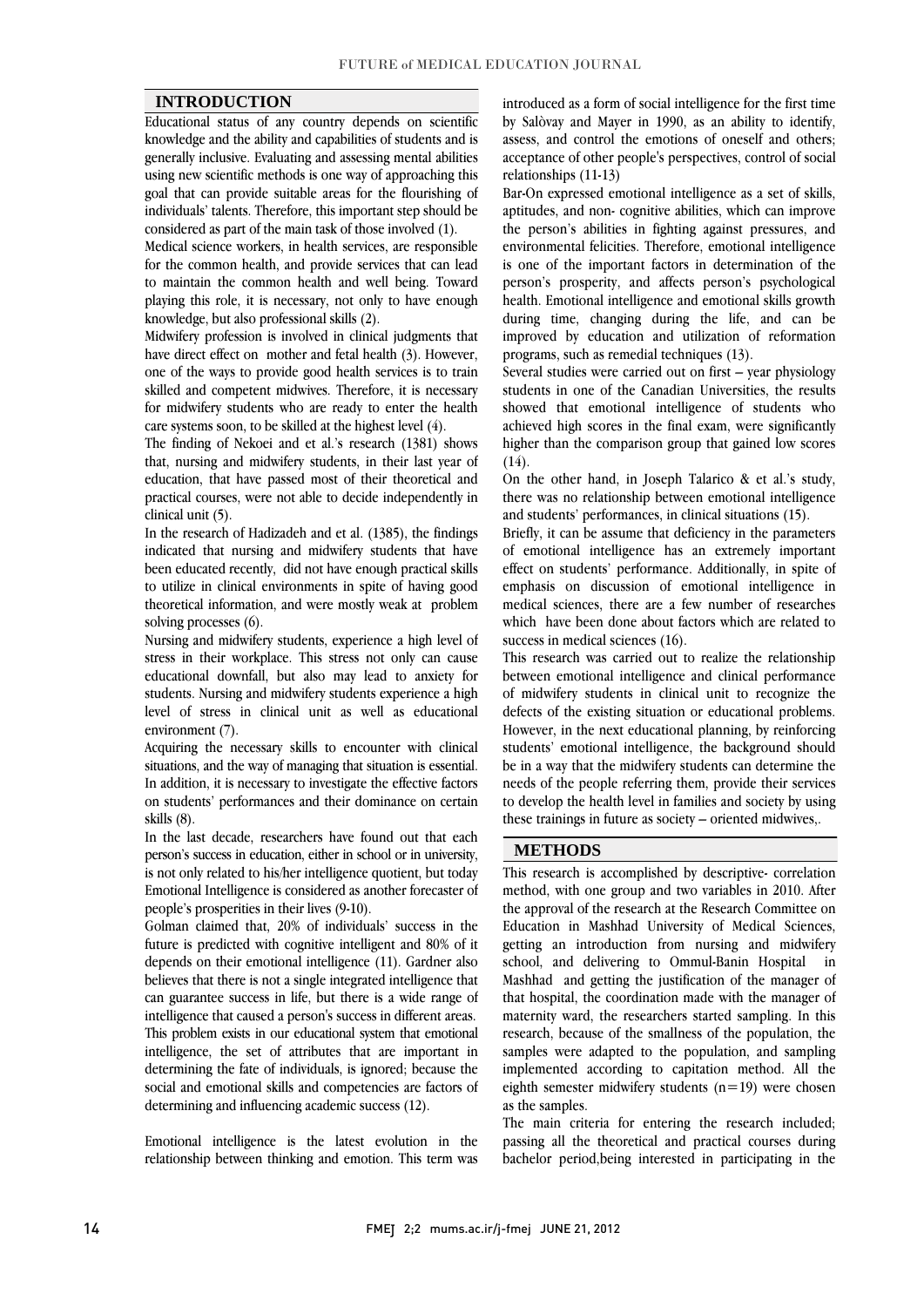## INTRODUCTION

Educational status of any country depends on scientific knowledge and the ability and capabilities of students and is generally inclusive. Evaluating and assessing mental abilities using new scientific methods is one way of approaching this goal that can provide suitable areas for the flourishing of individuals' talents. Therefore, this important step should be considered as part of the main task of those involved (1).

Medical science workers, in health services, are responsible for the common health, and provide services that can lead to maintain the common health and well being. Toward playing this role, it is necessary, not only to have enough knowledge, but also professional skills (2).

Midwifery profession is involved in clinical judgments that have direct effect on mother and fetal health (3). However, one of the ways to provide good health services is to train skilled and competent midwives. Therefore, it is necessary for midwifery students who are ready to enter the health care systems soon, to be skilled at the highest level (4).

The finding of Nekoei and et al.'s research (1381) shows that, nursing and midwifery students, in their last year of education, that have passed most of their theoretical and practical courses, were not able to decide independently in clinical unit (5).

In the research of Hadizadeh and et al. (1385), the findings indicated that nursing and midwifery students that have been educated recently, did not have enough practical skills to utilize in clinical environments in spite of having good theoretical information, and were mostly weak at problem solving processes (6).

Nursing and midwifery students, experience a high level of stress in their workplace. This stress not only can cause educational downfall, but also may lead to anxiety for students. Nursing and midwifery students experience a high level of stress in clinical unit as well as educational environment (7).

Acquiring the necessary skills to encounter with clinical situations, and the way of managing that situation is essential. In addition, it is necessary to investigate the effective factors on students' performances and their dominance on certain skills (8).

In the last decade, researchers have found out that each person's success in education, either in school or in university, is not only related to his/her intelligence quotient, but today Emotional Intelligence is considered as another forecaster of people's prosperities in their lives (9-10).

Golman claimed that, 20% of individuals' success in the future is predicted with cognitive intelligent and 80% of it depends on their emotional intelligence (11). Gardner also believes that there is not a single integrated intelligence that can guarantee success in life, but there is a wide range of intelligence that caused a person's success in different areas. This problem exists in our educational system that emotional intelligence, the set of attributes that are important in determining the fate of individuals, is ignored; because the social and emotional skills and competencies are factors of determining and influencing academic success (12).

Emotional intelligence is the latest evolution in the relationship between thinking and emotion. This term was introduced as a form of social intelligence for the first time by Salòvay and Mayer in 1990, as an ability to identify, assess, and control the emotions of oneself and others; acceptance of other people's perspectives, control of social relationships (11-13)

Bar-On expressed emotional intelligence as a set of skills, aptitudes, and non- cognitive abilities, which can improve the person's abilities in fighting against pressures, and environmental felicities. Therefore, emotional intelligence is one of the important factors in determination of the person's prosperity, and affects person's psychological health. Emotional intelligence and emotional skills growth during time, changing during the life, and can be improved by education and utilization of reformation programs, such as remedial techniques (13).

Several studies were carried out on first – year physiology students in one of the Canadian Universities, the results showed that emotional intelligence of students who achieved high scores in the final exam, were significantly higher than the comparison group that gained low scores (14).

On the other hand, in Joseph Talarico & et al.'s study, there was no relationship between emotional intelligence and students' performances, in clinical situations (15).

Briefly, it can be assume that deficiency in the parameters of emotional intelligence has an extremely important effect on students' performance. Additionally, in spite of emphasis on discussion of emotional intelligence in medical sciences, there are a few number of researches which have been done about factors which are related to success in medical sciences (16).

This research was carried out to realize the relationship between emotional intelligence and clinical performance of midwifery students in clinical unit to recognize the defects of the existing situation or educational problems. However, in the next educational planning, by reinforcing students' emotional intelligence, the background should be in a way that the midwifery students can determine the needs of the people referring them, provide their services to develop the health level in families and society by using these trainings in future as society – oriented midwives,.

## METHODS

This research is accomplished by descriptive- correlation method, with one group and two variables in 2010. After the approval of the research at the Research Committee on Education in Mashhad University of Medical Sciences, getting an introduction from nursing and midwifery school, and delivering to Ommul-Banin Hospital in Mashhad and getting the justification of the manager of that hospital, the coordination made with the manager of maternity ward, the researchers started sampling. In this research, because of the smallness of the population, the samples were adapted to the population, and sampling implemented according to capitation method. All the eighth semester midwifery students (n=19) were chosen as the samples.

The main criteria for entering the research included; passing all the theoretical and practical courses during bachelor period,being interested in participating in the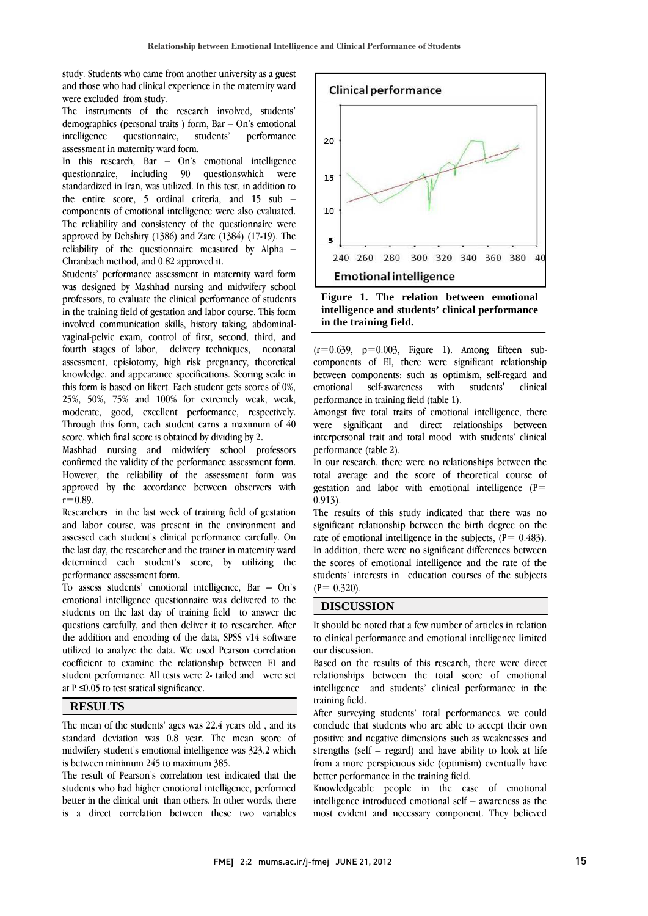study. Students who came from another university as a guest and those who had clinical experience in the maternity ward were excluded from study.

The instruments of the research involved, students' demographics (personal traits ) form, Bar – On's emotional intelligence questionnaire, students' performance assessment in maternity ward form.

In this research, Bar – On's emotional intelligence questionnaire, including 90 questionswhich were standardized in Iran, was utilized. In this test, in addition to the entire score, 5 ordinal criteria, and 15 sub – components of emotional intelligence were also evaluated. The reliability and consistency of the questionnaire were approved by Dehshiry (1386) and Zare (1384) (17-19). The reliability of the questionnaire measured by Alpha – Chranbach method, and 0.82 approved it.

Students' performance assessment in maternity ward form was designed by Mashhad nursing and midwifery school professors, to evaluate the clinical performance of students in the training field of gestation and labor course. This form involved communication skills, history taking, abdominal-vaginal-pelvic exam, control of first, second, third, and fourth stages of labor, delivery techniques, neonatal assessment, episiotomy, high risk pregnancy, theoretical knowledge, and appearance specifications. Scoring scale in this form is based on likert. Each student gets scores of 0%, 25%, 50%, 75% and 100% for extremely weak, weak, moderate, good, excellent performance, respectively. Through this form, each student earns a maximum of 40 score, which final score is obtained by dividing by 2.

Mashhad nursing and midwifery school professors confirmed the validity of the performance assessment form. However, the reliability of the assessment form was approved by the accordance between observers with r=0.89.

Researchers in the last week of training field of gestation and labor course, was present in the environment and assessed each student's clinical performance carefully. On the last day, the researcher and the trainer in maternity ward determined each student's score, by utilizing the performance assessment form.

To assess students' emotional intelligence, Bar – On's emotional intelligence questionnaire was delivered to the students on the last day of training field to answer the questions carefully, and then deliver it to researcher. After the addition and encoding of the data, SPSS v14 software utilized to analyze the data. We used Pearson correlation coefficient to examine the relationship between EI and student performance. All tests were 2- tailed and were set at $P \leq 0.05$ to test statical significance.

## RESULTS

The mean of the students' ages was 22.4 years old , and its standard deviation was 0.8 year. The mean score of midwifery student's emotional intelligence was 323.2 which is between minimum 245 to maximum 385.

The result of Pearson's correlation test indicated that the students who had higher emotional intelligence, performed better in the clinical unit than others. In other words, there is a direct correlation between these two variables (r=0.639, p=0.003, Figure 1). Among fifteen sub-components of EI, there were significant relationship between components: such as optimism, self-regard and emotional self-awareness with students' clinical performance in training field (table 1).

**Figure 1. The relation between emotional intelligence and students' clinical performance in the training field.**

Amongst five total traits of emotional intelligence, there were significant and direct relationships between interpersonal trait and total mood with students' clinical performance (table 2).

In our research, there were no relationships between the total average and the score of theoretical course of gestation and labor with emotional intelligence (P= 0.913).

The results of this study indicated that there was no significant relationship between the birth degree on the rate of emotional intelligence in the subjects, (P= 0.483). In addition, there were no significant differences between the scores of emotional intelligence and the rate of the students' interests in education courses of the subjects (P= 0.320).

## DISCUSSION

It should be noted that a few number of articles in relation to clinical performance and emotional intelligence limited our discussion.

Based on the results of this research, there were direct relationships between the total score of emotional intelligence and students' clinical performance in the training field.

After surveying students' total performances, we could conclude that students who are able to accept their own positive and negative dimensions such as weaknesses and strengths (self – regard) and have ability to look at life from a more perspicuous side (optimism) eventually have better performance in the training field.

Knowledgeable people in the case of emotional intelligence introduced emotional self – awareness as the most evident and necessary component. They believed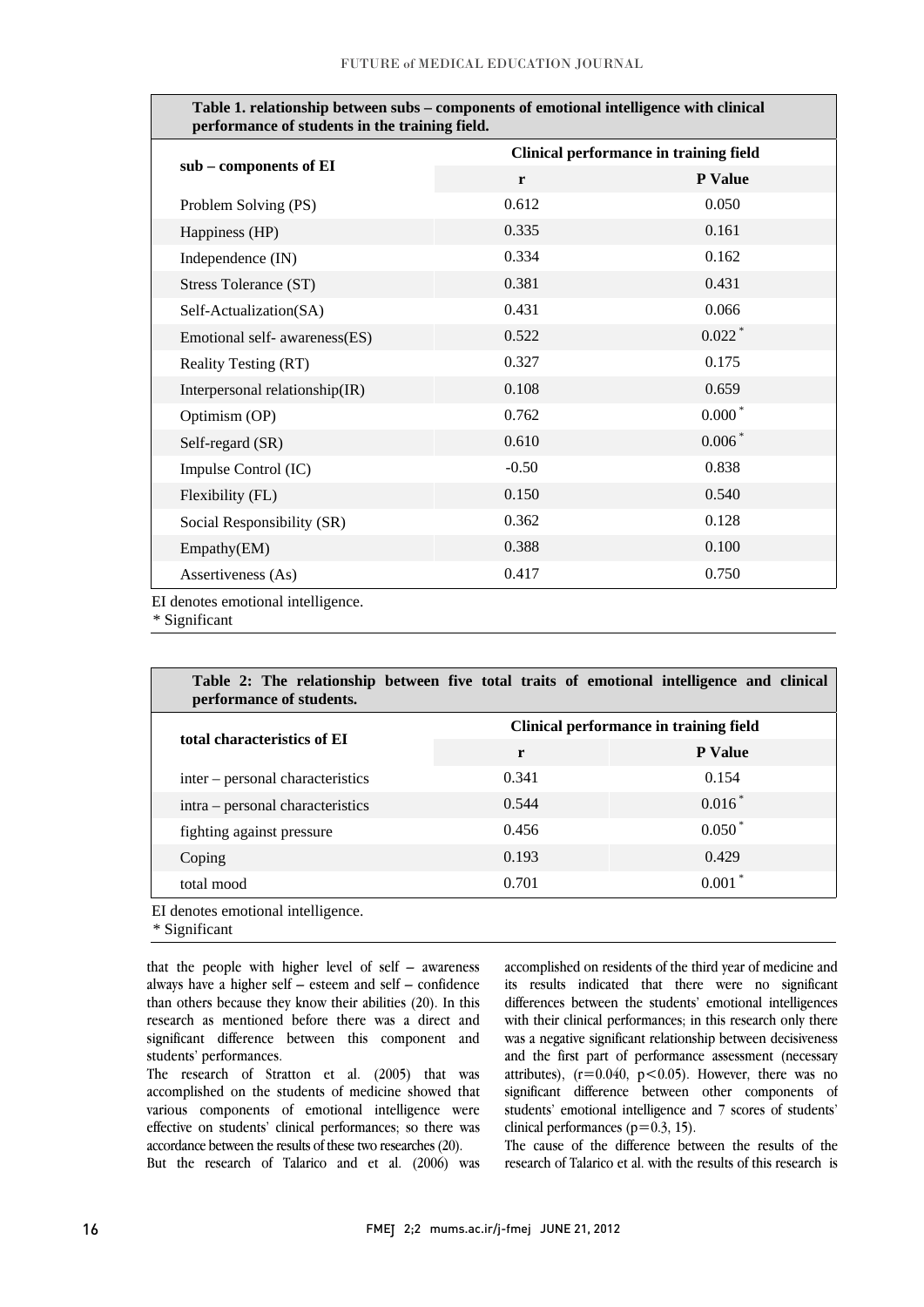**Table 1. relationship between subs – components of emotional intelligence with clinical performance of students in the training field.**

| sub – components of EI | Clinical performance in training field | |
|---|---|---|
| | r | P Value |
| Problem Solving (PS) | 0.612 | 0.050 |
| Happiness (HP) | 0.335 | 0.161 |
| Independence (IN) | 0.334 | 0.162 |
| Stress Tolerance (ST) | 0.381 | 0.431 |
| Self-Actualization(SA) | 0.431 | 0.066 |
| Emotional self- awareness(ES) | 0.522 | 0.022 * |
| Reality Testing (RT) | 0.327 | 0.175 |
| Interpersonal relationship(IR) | 0.108 | 0.659 |
| Optimism (OP) | 0.762 | 0.000 * |
| Self-regard (SR) | 0.610 | 0.006 * |
| Impulse Control (IC) | -0.50 | 0.838 |
| Flexibility (FL) | 0.150 | 0.540 |
| Social Responsibility (SR) | 0.362 | 0.128 |
| Empathy(EM) | 0.388 | 0.100 |
| Assertiveness (As) | 0.417 | 0.750 |

EI denotes emotional intelligence.
* Significant

**Table 2: The relationship between five total traits of emotional intelligence and clinical performance of students.**

| total characteristics of EI | Clinical performance in training field | |
|---|---|---|
| | r | P Value |
| inter – personal characteristics | 0.341 | 0.154 |
| intra – personal characteristics | 0.544 | 0.016 * |
| fighting against pressure | 0.456 | 0.050 * |
| Coping | 0.193 | 0.429 |
| total mood | 0.701 | 0.001 * |

EI denotes emotional intelligence.
* Significant

that the people with higher level of self – awareness always have a higher self – esteem and self – confidence than others because they know their abilities (20). In this research as mentioned before there was a direct and significant difference between this component and students' performances.

The research of Stratton et al. (2005) that was accomplished on the students of medicine showed that various components of emotional intelligence were effective on students' clinical performances; so there was accordance between the results of these two researches (20).

But the research of Talarico and et al. (2006) was accomplished on residents of the third year of medicine and its results indicated that there were no significant differences between the students' emotional intelligences with their clinical performances; in this research only there was a negative significant relationship between decisiveness and the first part of performance assessment (necessary attributes), ($r=0.040$, $p<0.05$). However, there was no significant difference between other components of students' emotional intelligence and 7 scores of students' clinical performances ($p=0.3$, 15).

The cause of the difference between the results of the research of Talarico et al. with the results of this research is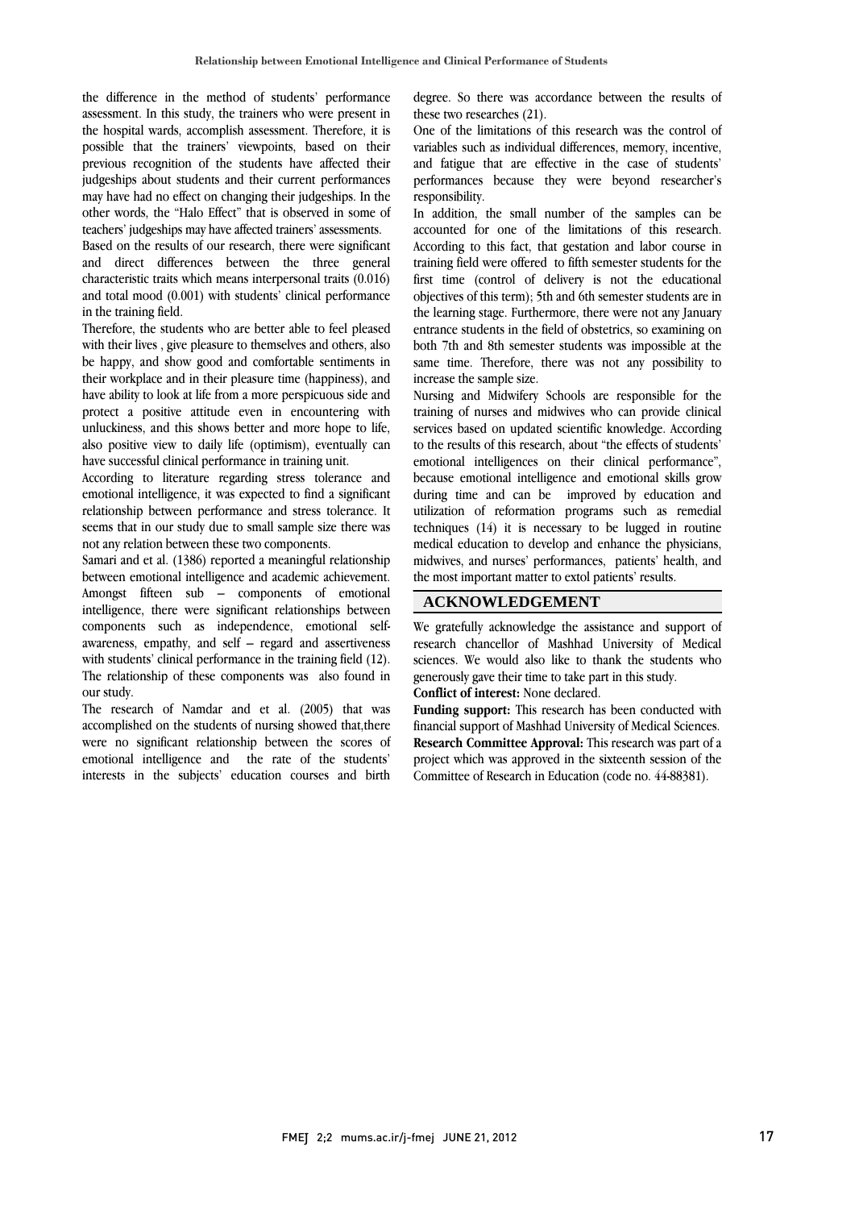the difference in the method of students' performance assessment. In this study, the trainers who were present in the hospital wards, accomplish assessment. Therefore, it is possible that the trainers' viewpoints, based on their previous recognition of the students have affected their judgeships about students and their current performances may have had no effect on changing their judgeships. In the other words, the "Halo Effect" that is observed in some of teachers' judgeships may have affected trainers' assessments.

Based on the results of our research, there were significant and direct differences between the three general characteristic traits which means interpersonal traits (0.016) and total mood (0.001) with students' clinical performance in the training field.

Therefore, the students who are better able to feel pleased with their lives , give pleasure to themselves and others, also be happy, and show good and comfortable sentiments in their workplace and in their pleasure time (happiness), and have ability to look at life from a more perspicuous side and protect a positive attitude even in encountering with unluckiness, and this shows better and more hope to life, also positive view to daily life (optimism), eventually can have successful clinical performance in training unit.

According to literature regarding stress tolerance and emotional intelligence, it was expected to find a significant relationship between performance and stress tolerance. It seems that in our study due to small sample size there was not any relation between these two components.

Samari and et al. (1386) reported a meaningful relationship between emotional intelligence and academic achievement. Amongst fifteen sub – components of emotional intelligence, there were significant relationships between components such as independence, emotional self-awareness, empathy, and self – regard and assertiveness with students' clinical performance in the training field (12). The relationship of these components was also found in our study.

The research of Namdar and et al. (2005) that was accomplished on the students of nursing showed that,there were no significant relationship between the scores of emotional intelligence and the rate of the students' interests in the subjects' education courses and birth degree. So there was accordance between the results of these two researches (21).

One of the limitations of this research was the control of variables such as individual differences, memory, incentive, and fatigue that are effective in the case of students' performances because they were beyond researcher's responsibility.

In addition, the small number of the samples can be accounted for one of the limitations of this research. According to this fact, that gestation and labor course in training field were offered to fifth semester students for the first time (control of delivery is not the educational objectives of this term); 5th and 6th semester students are in the learning stage. Furthermore, there were not any January entrance students in the field of obstetrics, so examining on both 7th and 8th semester students was impossible at the same time. Therefore, there was not any possibility to increase the sample size.

Nursing and Midwifery Schools are responsible for the training of nurses and midwives who can provide clinical services based on updated scientific knowledge. According to the results of this research, about "the effects of students' emotional intelligences on their clinical performance", because emotional intelligence and emotional skills grow during time and can be improved by education and utilization of reformation programs such as remedial techniques (14) it is necessary to be lugged in routine medical education to develop and enhance the physicians, midwives, and nurses' performances, patients' health, and the most important matter to extol patients' results.

## ACKNOWLEDGEMENT

We gratefully acknowledge the assistance and support of research chancellor of Mashhad University of Medical sciences. We would also like to thank the students who generously gave their time to take part in this study.

**Conflict of interest:** None declared.

**Funding support:** This research has been conducted with financial support of Mashhad University of Medical Sciences.

**Research Committee Approval:** This research was part of a project which was approved in the sixteenth session of the Committee of Research in Education (code no. 44-88381).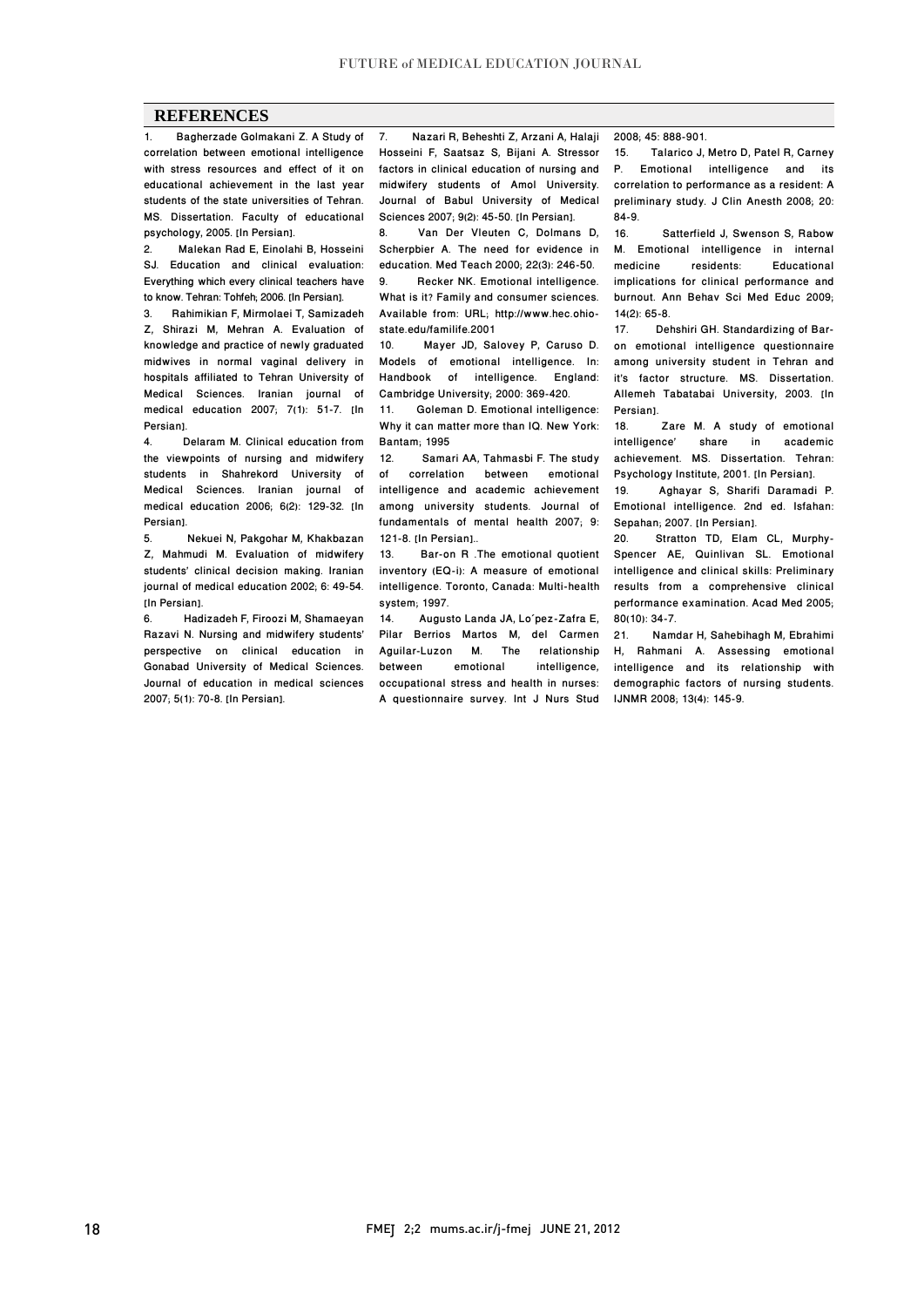## REFERENCES

1. Bagherzade Golmakani Z. A Study of correlation between emotional intelligence with stress resources and effect of it on educational achievement in the last year students of the state universities of Tehran. MS. Dissertation. Faculty of educational psychology, 2005. [In Persian].
2. Malekan Rad E, Einolahi B, Hosseini SJ. Education and clinical evaluation: Everything which every clinical teachers have to know. Tehran: Tohfeh; 2006. [In Persian].
3. Rahimikian F, Mirmolaei T, Samizadeh Z, Shirazi M, Mehran A. Evaluation of knowledge and practice of newly graduated midwives in normal vaginal delivery in hospitals affiliated to Tehran University of Medical Sciences. Iranian journal of medical education 2007; 7(1): 51-7. [In Persian].
4. Delaram M. Clinical education from the viewpoints of nursing and midwifery students in Shahrekord University of Medical Sciences. Iranian journal of medical education 2006; 6(2): 129-32. [In Persian].
5. Nekuei N, Pakgohar M, Khakbazan Z, Mahmudi M. Evaluation of midwifery students' clinical decision making. Iranian journal of medical education 2002; 6: 49-54. [In Persian].
6. Hadizadeh F, Firoozi M, Shamaeyan Razavi N. Nursing and midwifery students' perspective on clinical education in Gonabad University of Medical Sciences. Journal of education in medical sciences 2007; 5(1): 70-8. [In Persian].
7. Nazari R, Beheshti Z, Arzani A, Halaji Hosseini F, Saatsaz S, Bijani A. Stressor factors in clinical education of nursing and midwifery students of Amol University. Journal of Babul University of Medical Sciences 2007; 9(2): 45-50. [In Persian].
8. Van Der Vleuten C, Dolmans D, Scherpbier A. The need for evidence in education. Med Teach 2000; 22(3): 246-50.
9. Recker NK. Emotional intelligence. What is it? Family and consumer sciences. Available from: URL; http://www.hec.ohio-state.edu/familife.2001
10. Mayer JD, Salovey P, Caruso D. Models of emotional intelligence. In: Handbook of intelligence. England: Cambridge University; 2000: 369-420.
11. Goleman D. Emotional intelligence: Why it can matter more than IQ. New York: Bantam; 1995
12. Samari AA, Tahmasbi F. The study of correlation between emotional intelligence and academic achievement among university students. Journal of fundamentals of mental health 2007; 9: 121-8. [In Persian]..
13. Bar-on R .The emotional quotient inventory (EQ-i): A measure of emotional intelligence. Toronto, Canada: Multi-health system; 1997.
14. Augusto Landa JA, Lo´pez-Zafra E, Pilar Berrios Martos M, del Carmen Aguilar-Luzon M. The relationship between emotional intelligence, occupational stress and health in nurses: A questionnaire survey. Int J Nurs Stud 2008; 45: 888-901.
15. Talarico J, Metro D, Patel R, Carney P. Emotional intelligence and its correlation to performance as a resident: A preliminary study. J Clin Anesth 2008; 20: 84-9.
16. Satterfield J, Swenson S, Rabow M. Emotional intelligence in internal medicine residents: Educational implications for clinical performance and burnout. Ann Behav Sci Med Educ 2009; 14(2): 65-8.
17. Dehshiri GH. Standardizing of Bar-on emotional intelligence questionnaire among university student in Tehran and it's factor structure. MS. Dissertation. Allemeh Tabatabai University, 2003. [In Persian].
18. Zare M. A study of emotional intelligence' share in academic achievement. MS. Dissertation. Tehran: Psychology Institute, 2001. [In Persian].
19. Aghayar S, Sharifi Daramadi P. Emotional intelligence. 2nd ed. Isfahan: Sepahan; 2007. [In Persian].
20. Stratton TD, Elam CL, Murphy-Spencer AE, Quinlivan SL. Emotional intelligence and clinical skills: Preliminary results from a comprehensive clinical performance examination. Acad Med 2005; 80(10): 34-7.
21. Namdar H, Sahebihagh M, Ebrahimi H, Rahmani A. Assessing emotional intelligence and its relationship with demographic factors of nursing students. IJNMR 2008; 13(4): 145-9.